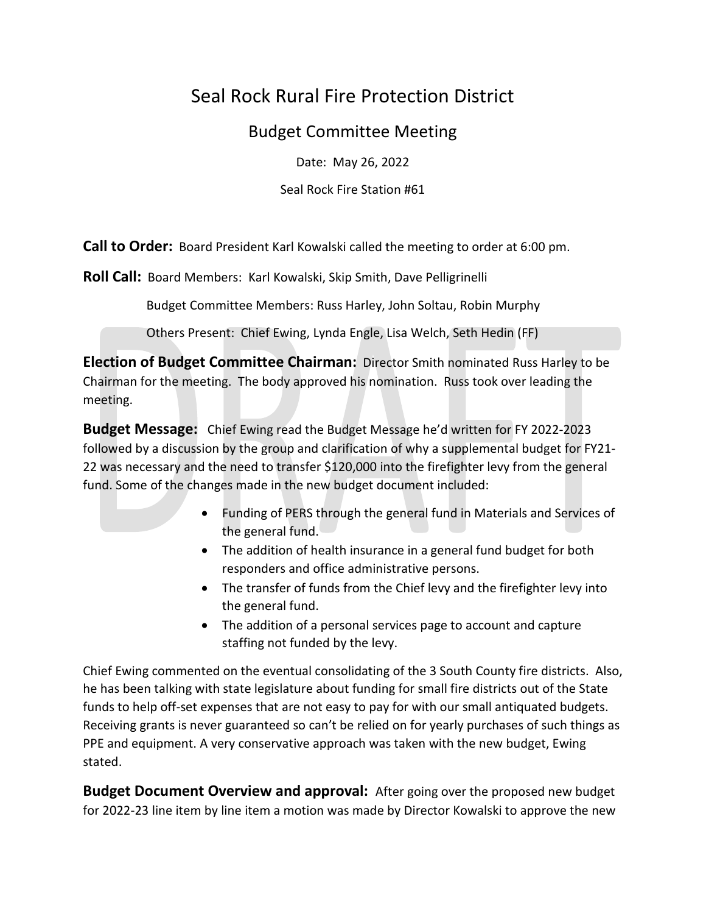# Seal Rock Rural Fire Protection District

## Budget Committee Meeting

Date: May 26, 2022

Seal Rock Fire Station #61

**Call to Order:** Board President Karl Kowalski called the meeting to order at 6:00 pm.

**Roll Call:** Board Members: Karl Kowalski, Skip Smith, Dave Pelligrinelli

Budget Committee Members: Russ Harley, John Soltau, Robin Murphy

Others Present: Chief Ewing, Lynda Engle, Lisa Welch, Seth Hedin (FF)

**Election of Budget Committee Chairman:** Director Smith nominated Russ Harley to be Chairman for the meeting. The body approved his nomination. Russ took over leading the meeting.

**Budget Message:** Chief Ewing read the Budget Message he'd written for FY 2022-2023 followed by a discussion by the group and clarification of why a supplemental budget for FY21-22 was necessary and the need to transfer $120,000 into the firefighter levy from the general fund. Some of the changes made in the new budget document included:

- Funding of PERS through the general fund in Materials and Services of the general fund.
- The addition of health insurance in a general fund budget for both responders and office administrative persons.
- The transfer of funds from the Chief levy and the firefighter levy into the general fund.
- The addition of a personal services page to account and capture staffing not funded by the levy.

Chief Ewing commented on the eventual consolidating of the 3 South County fire districts. Also, he has been talking with state legislature about funding for small fire districts out of the State funds to help off-set expenses that are not easy to pay for with our small antiquated budgets. Receiving grants is never guaranteed so can't be relied on for yearly purchases of such things as PPE and equipment. A very conservative approach was taken with the new budget, Ewing stated.

**Budget Document Overview and approval:** After going over the proposed new budget for 2022-23 line item by line item a motion was made by Director Kowalski to approve the new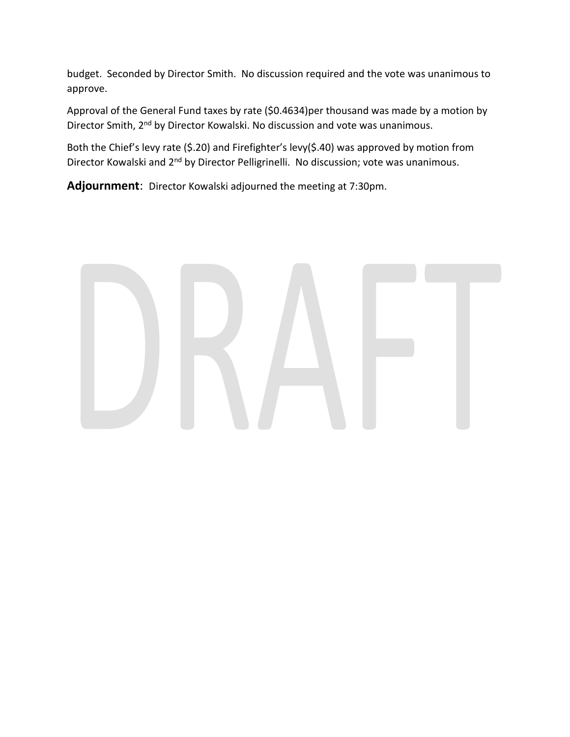budget. Seconded by Director Smith. No discussion required and the vote was unanimous to approve.

Approval of the General Fund taxes by rate ($0.4634)per thousand was made by a motion by Director Smith, 2nd by Director Kowalski. No discussion and vote was unanimous.

Both the Chief's levy rate ($.20) and Firefighter's levy($.40) was approved by motion from Director Kowalski and 2nd by Director Pelligrinelli. No discussion; vote was unanimous.

**Adjournment**: Director Kowalski adjourned the meeting at 7:30pm.

DRAFT